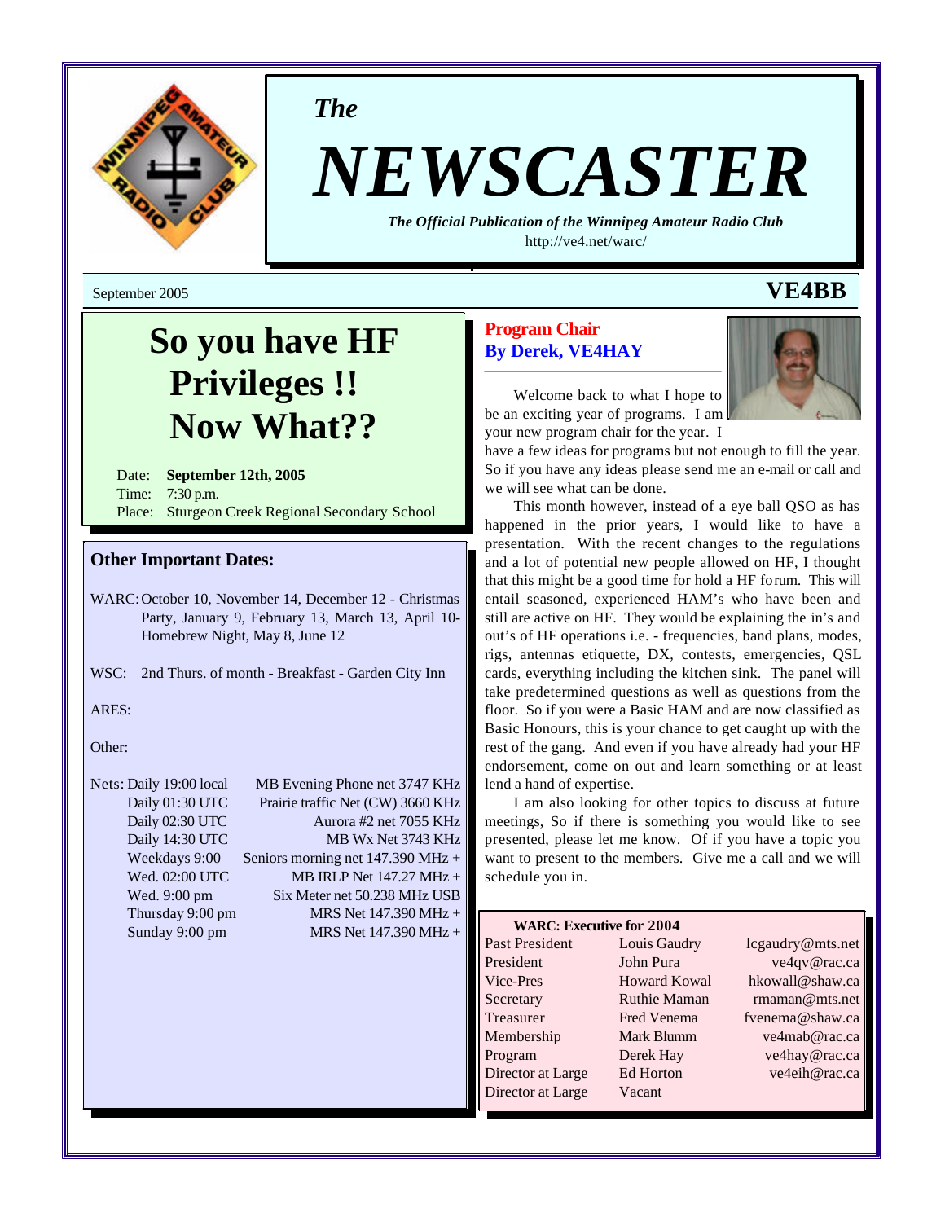*The*

# NEWSCASTER

***The Official Publication of the Winnipeg Amateur Radio Club***

http://ve4.net/warc/

September 2005 **VE4BB**

## So you have HF Privileges !! Now What??

Date: **September 12th, 2005**
Time: 7:30 p.m.
Place: Sturgeon Creek Regional Secondary School

### Other Important Dates:

WARC: October 10, November 14, December 12 - Christmas Party, January 9, February 13, March 13, April 10- Homebrew Night, May 8, June 12

WSC: 2nd Thurs. of month - Breakfast - Garden City Inn

ARES:

Other:

| Nets: | |
|---|---|
| Daily 19:00 local | MB Evening Phone net 3747 KHz |
| Daily 01:30 UTC | Prairie traffic Net (CW) 3660 KHz |
| Daily 02:30 UTC | Aurora #2 net 7055 KHz |
| Daily 14:30 UTC | MB Wx Net 3743 KHz |
| Weekdays 9:00 | Seniors morning net 147.390 MHz + |
| Wed. 02:00 UTC | MB IRLP Net 147.27 MHz + |
| Wed. 9:00 pm | Six Meter net 50.238 MHz USB |
| Thursday 9:00 pm | MRS Net 147.390 MHz + |
| Sunday 9:00 pm | MRS Net 147.390 MHz + |

## Program Chair
## By Derek, VE4HAY

Welcome back to what I hope to be an exciting year of programs. I am your new program chair for the year. I have a few ideas for programs but not enough to fill the year. So if you have any ideas please send me an e-mail or call and we will see what can be done.

This month however, instead of a eye ball QSO as has happened in the prior years, I would like to have a presentation. With the recent changes to the regulations and a lot of potential new people allowed on HF, I thought that this might be a good time for hold a HF forum. This will entail seasoned, experienced HAM's who have been and still are active on HF. They would be explaining the in's and out's of HF operations i.e. - frequencies, band plans, modes, rigs, antennas etiquette, DX, contests, emergencies, QSL cards, everything including the kitchen sink. The panel will take predetermined questions as well as questions from the floor. So if you were a Basic HAM and are now classified as Basic Honours, this is your chance to get caught up with the rest of the gang. And even if you have already had your HF endorsement, come on out and learn something or at least lend a hand of expertise.

I am also looking for other topics to discuss at future meetings, So if there is something you would like to see presented, please let me know. Of if you have a topic you want to present to the members. Give me a call and we will schedule you in.

**WARC: Executive for 2004**

| Position | Name | Email |
|---|---|---|
| Past President | Louis Gaudry | lcgaudry@mts.net |
| President | John Pura | ve4qv@rac.ca |
| Vice-Pres | Howard Kowal | hkowall@shaw.ca |
| Secretary | Ruthie Maman | rmaman@mts.net |
| Treasurer | Fred Venema | fvenema@shaw.ca |
| Membership | Mark Blumm | ve4mab@rac.ca |
| Program | Derek Hay | ve4hay@rac.ca |
| Director at Large | Ed Horton | ve4eih@rac.ca |
| Director at Large | Vacant | |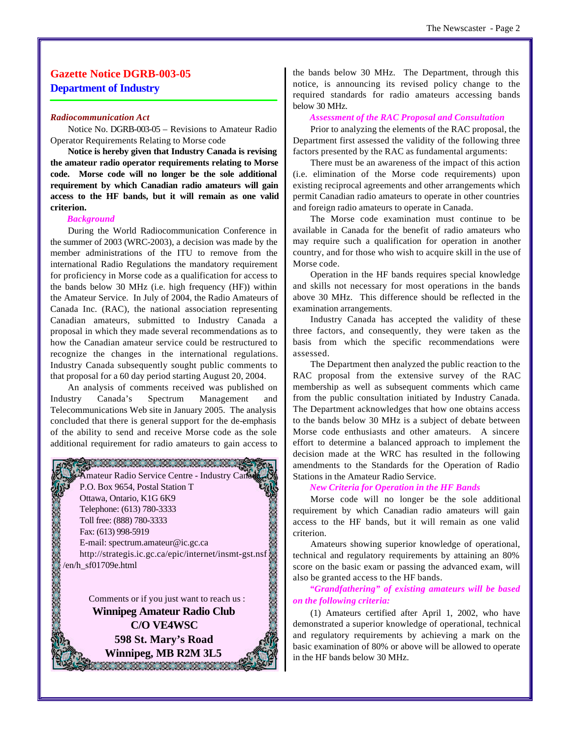## Gazette Notice DGRB-003-05

## Department of Industry

***Radiocommunication Act***

Notice No. DGRB-003-05 – Revisions to Amateur Radio Operator Requirements Relating to Morse code

**Notice is hereby given that Industry Canada is revising the amateur radio operator requirements relating to Morse code. Morse code will no longer be the sole additional requirement by which Canadian radio amateurs will gain access to the HF bands, but it will remain as one valid criterion.**

***Background***

During the World Radiocommunication Conference in the summer of 2003 (WRC-2003), a decision was made by the member administrations of the ITU to remove from the international Radio Regulations the mandatory requirement for proficiency in Morse code as a qualification for access to the bands below 30 MHz (i.e. high frequency (HF)) within the Amateur Service. In July of 2004, the Radio Amateurs of Canada Inc. (RAC), the national association representing Canadian amateurs, submitted to Industry Canada a proposal in which they made several recommendations as to how the Canadian amateur service could be restructured to recognize the changes in the international regulations. Industry Canada subsequently sought public comments to that proposal for a 60 day period starting August 20, 2004.

An analysis of comments received was published on Industry Canada's Spectrum Management and Telecommunications Web site in January 2005. The analysis concluded that there is general support for the de-emphasis of the ability to send and receive Morse code as the sole additional requirement for radio amateurs to gain access to the bands below 30 MHz. The Department, through this notice, is announcing its revised policy change to the required standards for radio amateurs accessing bands below 30 MHz.

***Assessment of the RAC Proposal and Consultation***

Prior to analyzing the elements of the RAC proposal, the Department first assessed the validity of the following three factors presented by the RAC as fundamental arguments:

There must be an awareness of the impact of this action (i.e. elimination of the Morse code requirements) upon existing reciprocal agreements and other arrangements which permit Canadian radio amateurs to operate in other countries and foreign radio amateurs to operate in Canada.

The Morse code examination must continue to be available in Canada for the benefit of radio amateurs who may require such a qualification for operation in another country, and for those who wish to acquire skill in the use of Morse code.

Operation in the HF bands requires special knowledge and skills not necessary for most operations in the bands above 30 MHz. This difference should be reflected in the examination arrangements.

Industry Canada has accepted the validity of these three factors, and consequently, they were taken as the basis from which the specific recommendations were assessed.

The Department then analyzed the public reaction to the RAC proposal from the extensive survey of the RAC membership as well as subsequent comments which came from the public consultation initiated by Industry Canada. The Department acknowledges that how one obtains access to the bands below 30 MHz is a subject of debate between Morse code enthusiasts and other amateurs. A sincere effort to determine a balanced approach to implement the decision made at the WRC has resulted in the following amendments to the Standards for the Operation of Radio Stations in the Amateur Radio Service.

***New Criteria for Operation in the HF Bands***

Morse code will no longer be the sole additional requirement by which Canadian radio amateurs will gain access to the HF bands, but it will remain as one valid criterion.

Amateurs showing superior knowledge of operational, technical and regulatory requirements by attaining an 80% score on the basic exam or passing the advanced exam, will also be granted access to the HF bands.

***"Grandfathering" of existing amateurs will be based on the following criteria:***

(1) Amateurs certified after April 1, 2002, who have demonstrated a superior knowledge of operational, technical and regulatory requirements by achieving a mark on the basic examination of 80% or above will be allowed to operate in the HF bands below 30 MHz.

---

Amateur Radio Service Centre - Industry Canada
P.O. Box 9654, Postal Station T
Ottawa, Ontario, K1G 6K9
Telephone: (613) 780-3333
Toll free: (888) 780-3333
Fax: (613) 998-5919
E-mail: spectrum.amateur@ic.gc.ca
http://strategis.ic.gc.ca/epic/internet/insmt-gst.nsf/en/h_sf01709e.html

Comments or if you just want to reach us :

**Winnipeg Amateur Radio Club**
**C/O VE4WSC**
**598 St. Mary's Road**
**Winnipeg, MB R2M 3L5**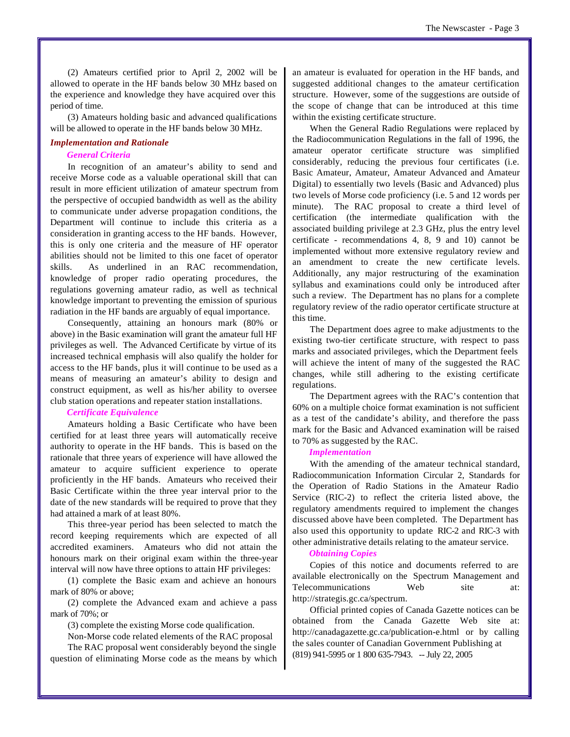(2) Amateurs certified prior to April 2, 2002 will be allowed to operate in the HF bands below 30 MHz based on the experience and knowledge they have acquired over this period of time.

(3) Amateurs holding basic and advanced qualifications will be allowed to operate in the HF bands below 30 MHz.

### *Implementation and Rationale*

#### *General Criteria*

In recognition of an amateur's ability to send and receive Morse code as a valuable operational skill that can result in more efficient utilization of amateur spectrum from the perspective of occupied bandwidth as well as the ability to communicate under adverse propagation conditions, the Department will continue to include this criteria as a consideration in granting access to the HF bands. However, this is only one criteria and the measure of HF operator abilities should not be limited to this one facet of operator skills. As underlined in an RAC recommendation, knowledge of proper radio operating procedures, the regulations governing amateur radio, as well as technical knowledge important to preventing the emission of spurious radiation in the HF bands are arguably of equal importance.

Consequently, attaining an honours mark (80% or above) in the Basic examination will grant the amateur full HF privileges as well. The Advanced Certificate by virtue of its increased technical emphasis will also qualify the holder for access to the HF bands, plus it will continue to be used as a means of measuring an amateur's ability to design and construct equipment, as well as his/her ability to oversee club station operations and repeater station installations.

#### *Certificate Equivalence*

Amateurs holding a Basic Certificate who have been certified for at least three years will automatically receive authority to operate in the HF bands. This is based on the rationale that three years of experience will have allowed the amateur to acquire sufficient experience to operate proficiently in the HF bands. Amateurs who received their Basic Certificate within the three year interval prior to the date of the new standards will be required to prove that they had attained a mark of at least 80%.

This three-year period has been selected to match the record keeping requirements which are expected of all accredited examiners. Amateurs who did not attain the honours mark on their original exam within the three-year interval will now have three options to attain HF privileges:

(1) complete the Basic exam and achieve an honours mark of 80% or above;

(2) complete the Advanced exam and achieve a pass mark of 70%; or

(3) complete the existing Morse code qualification.

Non-Morse code related elements of the RAC proposal

The RAC proposal went considerably beyond the single question of eliminating Morse code as the means by which an amateur is evaluated for operation in the HF bands, and suggested additional changes to the amateur certification structure. However, some of the suggestions are outside of the scope of change that can be introduced at this time within the existing certificate structure.

When the General Radio Regulations were replaced by the Radiocommunication Regulations in the fall of 1996, the amateur operator certificate structure was simplified considerably, reducing the previous four certificates (i.e. Basic Amateur, Amateur, Amateur Advanced and Amateur Digital) to essentially two levels (Basic and Advanced) plus two levels of Morse code proficiency (i.e. 5 and 12 words per minute). The RAC proposal to create a third level of certification (the intermediate qualification with the associated building privilege at 2.3 GHz, plus the entry level certificate - recommendations 4, 8, 9 and 10) cannot be implemented without more extensive regulatory review and an amendment to create the new certificate levels. Additionally, any major restructuring of the examination syllabus and examinations could only be introduced after such a review. The Department has no plans for a complete regulatory review of the radio operator certificate structure at this time.

The Department does agree to make adjustments to the existing two-tier certificate structure, with respect to pass marks and associated privileges, which the Department feels will achieve the intent of many of the suggested the RAC changes, while still adhering to the existing certificate regulations.

The Department agrees with the RAC's contention that 60% on a multiple choice format examination is not sufficient as a test of the candidate's ability, and therefore the pass mark for the Basic and Advanced examination will be raised to 70% as suggested by the RAC.

#### *Implementation*

With the amending of the amateur technical standard, Radiocommunication Information Circular 2, Standards for the Operation of Radio Stations in the Amateur Radio Service (RIC-2) to reflect the criteria listed above, the regulatory amendments required to implement the changes discussed above have been completed. The Department has also used this opportunity to update RIC-2 and RIC-3 with other administrative details relating to the amateur service.

#### *Obtaining Copies*

Copies of this notice and documents referred to are available electronically on the Spectrum Management and Telecommunications Web site at: http://strategis.gc.ca/spectrum.

Official printed copies of Canada Gazette notices can be obtained from the Canada Gazette Web site at: http://canadagazette.gc.ca/publication-e.html or by calling the sales counter of Canadian Government Publishing at (819) 941-5995 or 1 800 635-7943. -- July 22, 2005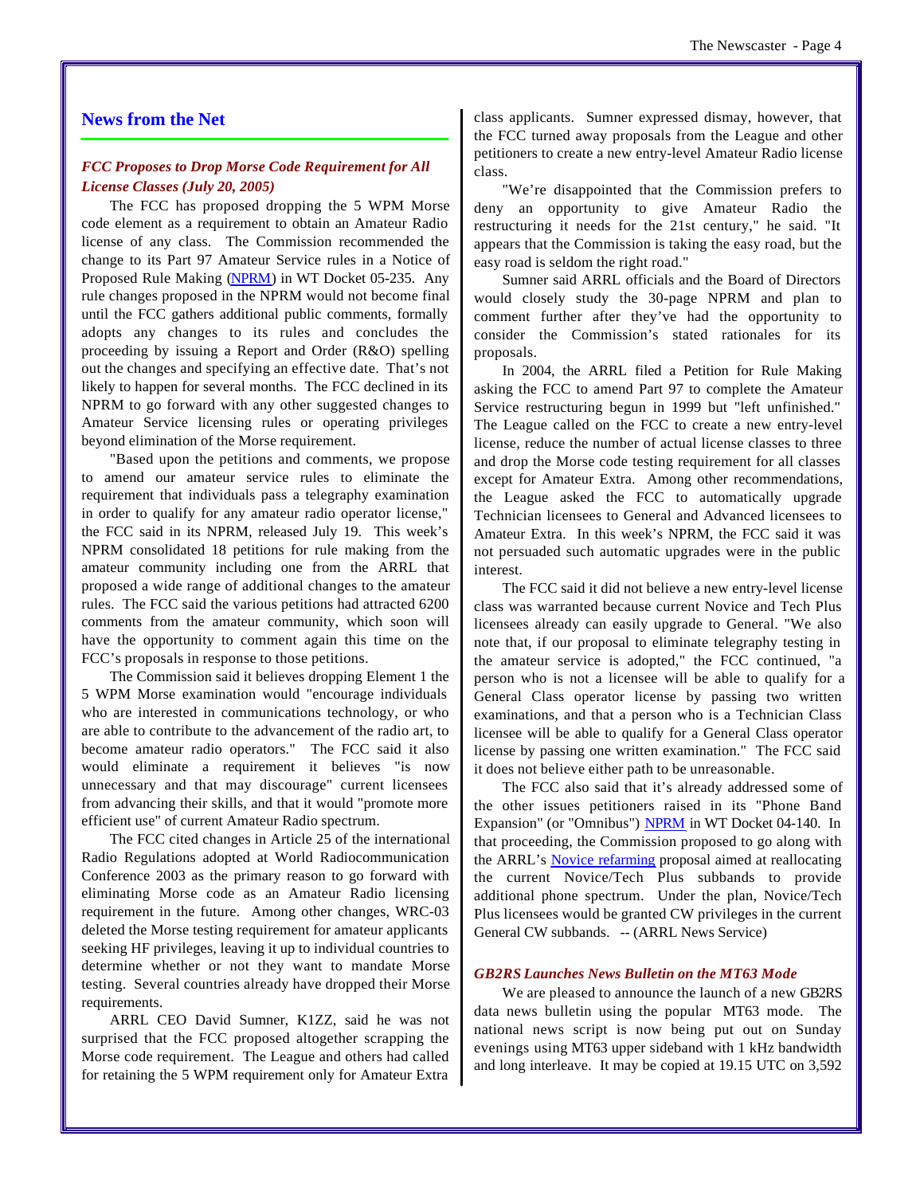## News from the Net

### *FCC Proposes to Drop Morse Code Requirement for All License Classes (July 20, 2005)*

The FCC has proposed dropping the 5 WPM Morse code element as a requirement to obtain an Amateur Radio license of any class. The Commission recommended the change to its Part 97 Amateur Service rules in a Notice of Proposed Rule Making (NPRM) in WT Docket 05-235. Any rule changes proposed in the NPRM would not become final until the FCC gathers additional public comments, formally adopts any changes to its rules and concludes the proceeding by issuing a Report and Order (R&O) spelling out the changes and specifying an effective date. That's not likely to happen for several months. The FCC declined in its NPRM to go forward with any other suggested changes to Amateur Service licensing rules or operating privileges beyond elimination of the Morse requirement.

"Based upon the petitions and comments, we propose to amend our amateur service rules to eliminate the requirement that individuals pass a telegraphy examination in order to qualify for any amateur radio operator license," the FCC said in its NPRM, released July 19. This week's NPRM consolidated 18 petitions for rule making from the amateur community including one from the ARRL that proposed a wide range of additional changes to the amateur rules. The FCC said the various petitions had attracted 6200 comments from the amateur community, which soon will have the opportunity to comment again this time on the FCC's proposals in response to those petitions.

The Commission said it believes dropping Element 1 the 5 WPM Morse examination would "encourage individuals who are interested in communications technology, or who are able to contribute to the advancement of the radio art, to become amateur radio operators." The FCC said it also would eliminate a requirement it believes "is now unnecessary and that may discourage" current licensees from advancing their skills, and that it would "promote more efficient use" of current Amateur Radio spectrum.

The FCC cited changes in Article 25 of the international Radio Regulations adopted at World Radiocommunication Conference 2003 as the primary reason to go forward with eliminating Morse code as an Amateur Radio licensing requirement in the future. Among other changes, WRC-03 deleted the Morse testing requirement for amateur applicants seeking HF privileges, leaving it up to individual countries to determine whether or not they want to mandate Morse testing. Several countries already have dropped their Morse requirements.

ARRL CEO David Sumner, K1ZZ, said he was not surprised that the FCC proposed altogether scrapping the Morse code requirement. The League and others had called for retaining the 5 WPM requirement only for Amateur Extra class applicants. Sumner expressed dismay, however, that the FCC turned away proposals from the League and other petitioners to create a new entry-level Amateur Radio license class.

"We're disappointed that the Commission prefers to deny an opportunity to give Amateur Radio the restructuring it needs for the 21st century," he said. "It appears that the Commission is taking the easy road, but the easy road is seldom the right road."

Sumner said ARRL officials and the Board of Directors would closely study the 30-page NPRM and plan to comment further after they've had the opportunity to consider the Commission's stated rationales for its proposals.

In 2004, the ARRL filed a Petition for Rule Making asking the FCC to amend Part 97 to complete the Amateur Service restructuring begun in 1999 but "left unfinished." The League called on the FCC to create a new entry-level license, reduce the number of actual license classes to three and drop the Morse code testing requirement for all classes except for Amateur Extra. Among other recommendations, the League asked the FCC to automatically upgrade Technician licensees to General and Advanced licensees to Amateur Extra. In this week's NPRM, the FCC said it was not persuaded such automatic upgrades were in the public interest.

The FCC said it did not believe a new entry-level license class was warranted because current Novice and Tech Plus licensees already can easily upgrade to General. "We also note that, if our proposal to eliminate telegraphy testing in the amateur service is adopted," the FCC continued, "a person who is not a licensee will be able to qualify for a General Class operator license by passing two written examinations, and that a person who is a Technician Class licensee will be able to qualify for a General Class operator license by passing one written examination." The FCC said it does not believe either path to be unreasonable.

The FCC also said that it's already addressed some of the other issues petitioners raised in its "Phone Band Expansion" (or "Omnibus") NPRM in WT Docket 04-140. In that proceeding, the Commission proposed to go along with the ARRL's Novice refarming proposal aimed at reallocating the current Novice/Tech Plus subbands to provide additional phone spectrum. Under the plan, Novice/Tech Plus licensees would be granted CW privileges in the current General CW subbands. -- (ARRL News Service)

### *GB2RS Launches News Bulletin on the MT63 Mode*

We are pleased to announce the launch of a new GB2RS data news bulletin using the popular MT63 mode. The national news script is now being put out on Sunday evenings using MT63 upper sideband with 1 kHz bandwidth and long interleave. It may be copied at 19.15 UTC on 3,592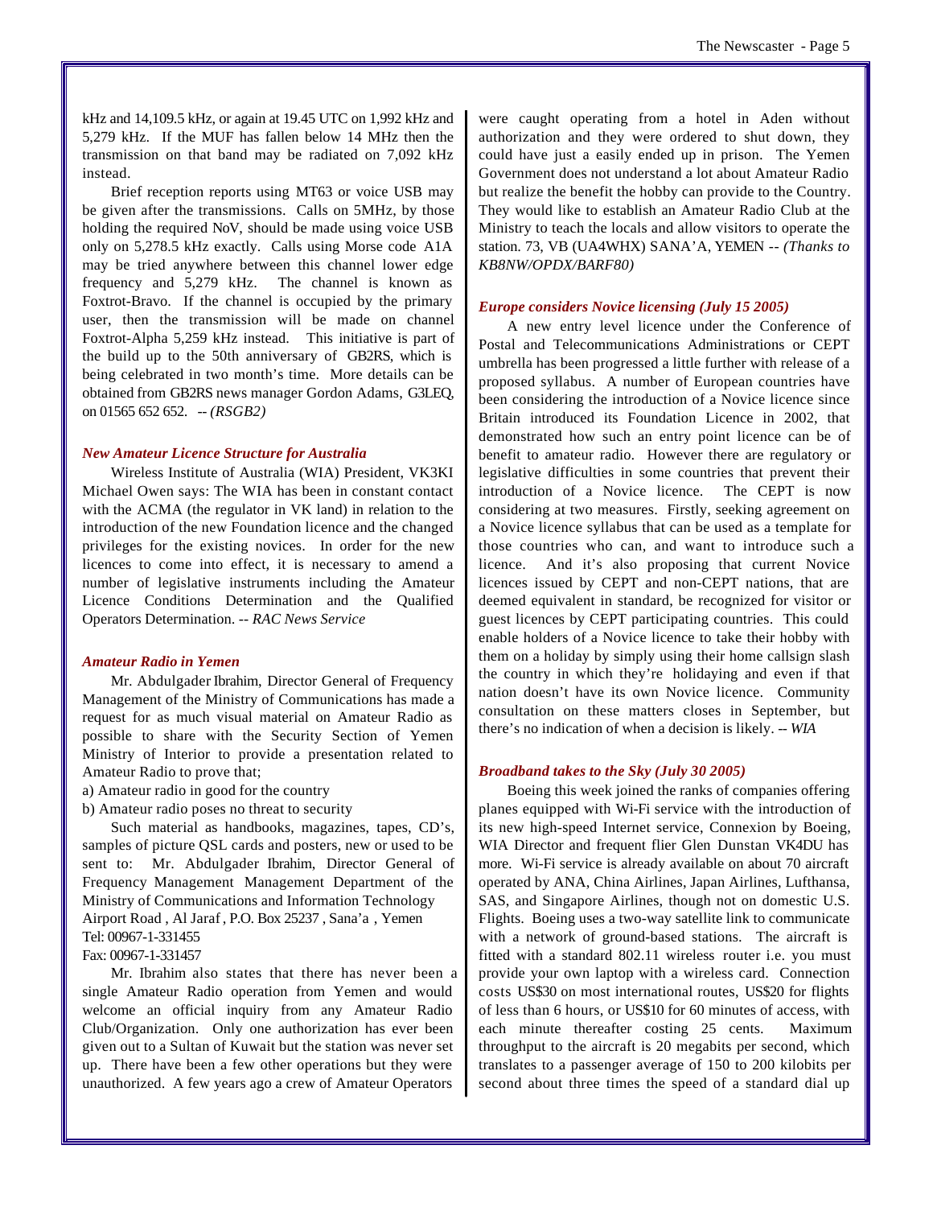kHz and 14,109.5 kHz, or again at 19.45 UTC on 1,992 kHz and 5,279 kHz. If the MUF has fallen below 14 MHz then the transmission on that band may be radiated on 7,092 kHz instead.

Brief reception reports using MT63 or voice USB may be given after the transmissions. Calls on 5MHz, by those holding the required NoV, should be made using voice USB only on 5,278.5 kHz exactly. Calls using Morse code A1A may be tried anywhere between this channel lower edge frequency and 5,279 kHz. The channel is known as Foxtrot-Bravo. If the channel is occupied by the primary user, then the transmission will be made on channel Foxtrot-Alpha 5,259 kHz instead. This initiative is part of the build up to the 50th anniversary of GB2RS, which is being celebrated in two month's time. More details can be obtained from GB2RS news manager Gordon Adams, G3LEQ, on 01565 652 652. -- *(RSGB2)*

### *New Amateur Licence Structure for Australia*

Wireless Institute of Australia (WIA) President, VK3KI Michael Owen says: The WIA has been in constant contact with the ACMA (the regulator in VK land) in relation to the introduction of the new Foundation licence and the changed privileges for the existing novices. In order for the new licences to come into effect, it is necessary to amend a number of legislative instruments including the Amateur Licence Conditions Determination and the Qualified Operators Determination. -- *RAC News Service*

### *Amateur Radio in Yemen*

Mr. Abdulgader Ibrahim, Director General of Frequency Management of the Ministry of Communications has made a request for as much visual material on Amateur Radio as possible to share with the Security Section of Yemen Ministry of Interior to provide a presentation related to Amateur Radio to prove that;

a) Amateur radio in good for the country
b) Amateur radio poses no threat to security

Such material as handbooks, magazines, tapes, CD's, samples of picture QSL cards and posters, new or used to be sent to: Mr. Abdulgader Ibrahim, Director General of the Frequency Management Management Department of the Ministry of Communications and Information Technology
Airport Road , Al Jaraf , P.O. Box 25237 , Sana'a , Yemen
Tel: 00967-1-331455
Fax: 00967-1-331457

Mr. Ibrahim also states that there has never been a single Amateur Radio operation from Yemen and would welcome an official inquiry from any Amateur Radio Club/Organization. Only one authorization has ever been given out to a Sultan of Kuwait but the station was never set up. There have been a few other operations but they were unauthorized. A few years ago a crew of Amateur Operators were caught operating from a hotel in Aden without authorization and they were ordered to shut down, they could have just a easily ended up in prison. The Yemen Government does not understand a lot about Amateur Radio but realize the benefit the hobby can provide to the Country. They would like to establish an Amateur Radio Club at the Ministry to teach the locals and allow visitors to operate the station. 73, VB (UA4WHX) SANA'A, YEMEN -- *(Thanks to KB8NW/OPDX/BARF80)*

### *Europe considers Novice licensing (July 15 2005)*

A new entry level licence under the Conference of Postal and Telecommunications Administrations or CEPT umbrella has been progressed a little further with release of a proposed syllabus. A number of European countries have been considering the introduction of a Novice licence since Britain introduced its Foundation Licence in 2002, that demonstrated how such an entry point licence can be of benefit to amateur radio. However there are regulatory or legislative difficulties in some countries that prevent their introduction of a Novice licence. The CEPT is now considering at two measures. Firstly, seeking agreement on a Novice licence syllabus that can be used as a template for those countries who can, and want to introduce such a licence. And it's also proposing that current Novice licences issued by CEPT and non-CEPT nations, that are deemed equivalent in standard, be recognized for visitor or guest licences by CEPT participating countries. This could enable holders of a Novice licence to take their hobby with them on a holiday by simply using their home callsign slash the country in which they're holidaying and even if that nation doesn't have its own Novice licence. Community consultation on these matters closes in September, but there's no indication of when a decision is likely. -- *WIA*

### *Broadband takes to the Sky (July 30 2005)*

Boeing this week joined the ranks of companies offering planes equipped with Wi-Fi service with the introduction of its new high-speed Internet service, Connexion by Boeing, WIA Director and frequent flier Glen Dunstan VK4DU has more. Wi-Fi service is already available on about 70 aircraft operated by ANA, China Airlines, Japan Airlines, Lufthansa, SAS, and Singapore Airlines, though not on domestic U.S. Flights. Boeing uses a two-way satellite link to communicate with a network of ground-based stations. The aircraft is fitted with a standard 802.11 wireless router i.e. you must provide your own laptop with a wireless card. Connection costs US$30 on most international routes, US$20 for flights of less than 6 hours, or US$10 for 60 minutes of access, with each minute thereafter costing 25 cents. Maximum throughput to the aircraft is 20 megabits per second, which translates to a passenger average of 150 to 200 kilobits per second about three times the speed of a standard dial up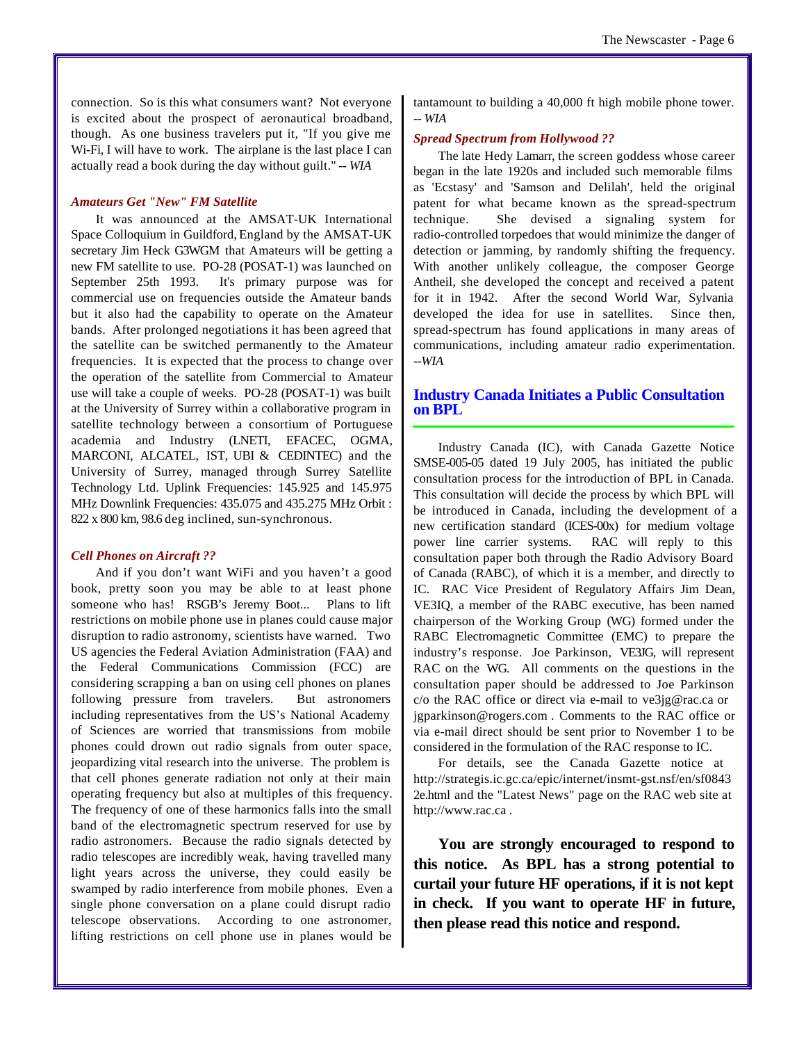connection. So is this what consumers want? Not everyone is excited about the prospect of aeronautical broadband, though. As one business travelers put it, "If you give me Wi-Fi, I will have to work. The airplane is the last place I can actually read a book during the day without guilt." -- *WIA*

### *Amateurs Get "New" FM Satellite*

It was announced at the AMSAT-UK International Space Colloquium in Guildford, England by the AMSAT-UK secretary Jim Heck G3WGM that Amateurs will be getting a new FM satellite to use. PO-28 (POSAT-1) was launched on September 25th 1993. It's primary purpose was for commercial use on frequencies outside the Amateur bands but it also had the capability to operate on the Amateur bands. After prolonged negotiations it has been agreed that the satellite can be switched permanently to the Amateur frequencies. It is expected that the process to change over the operation of the satellite from Commercial to Amateur use will take a couple of weeks. PO-28 (POSAT-1) was built at the University of Surrey within a collaborative program in satellite technology between a consortium of Portuguese academia and Industry (LNETI, EFACEC, OGMA, MARCONI, ALCATEL, IST, UBI & CEDINTEC) and the University of Surrey, managed through Surrey Satellite Technology Ltd. Uplink Frequencies: 145.925 and 145.975 MHz Downlink Frequencies: 435.075 and 435.275 MHz Orbit : 822 x 800 km, 98.6 deg inclined, sun-synchronous.

### *Cell Phones on Aircraft ??*

And if you don't want WiFi and you haven't a good book, pretty soon you may be able to at least phone someone who has! RSGB's Jeremy Boot... Plans to lift restrictions on mobile phone use in planes could cause major disruption to radio astronomy, scientists have warned. Two US agencies the Federal Aviation Administration (FAA) and the Federal Communications Commission (FCC) are considering scrapping a ban on using cell phones on planes following pressure from travelers. But astronomers including representatives from the US's National Academy of Sciences are worried that transmissions from mobile phones could drown out radio signals from outer space, jeopardizing vital research into the universe. The problem is that cell phones generate radiation not only at their main operating frequency but also at multiples of this frequency. The frequency of one of these harmonics falls into the small band of the electromagnetic spectrum reserved for use by radio astronomers. Because the radio signals detected by radio telescopes are incredibly weak, having travelled many light years across the universe, they could easily be swamped by radio interference from mobile phones. Even a single phone conversation on a plane could disrupt radio telescope observations. According to one astronomer, lifting restrictions on cell phone use in planes would be tantamount to building a 40,000 ft high mobile phone tower. -- *WIA*

### *Spread Spectrum from Hollywood ??*

The late Hedy Lamarr, the screen goddess whose career began in the late 1920s and included such memorable films as 'Ecstasy' and 'Samson and Delilah', held the original patent for what became known as the spread-spectrum technique. She devised a signaling system for radio-controlled torpedoes that would minimize the danger of detection or jamming, by randomly shifting the frequency. With another unlikely colleague, the composer George Antheil, she developed the concept and received a patent for it in 1942. After the second World War, Sylvania developed the idea for use in satellites. Since then, spread-spectrum has found applications in many areas of communications, including amateur radio experimentation. --*WIA*

## Industry Canada Initiates a Public Consultation on BPL

Industry Canada (IC), with Canada Gazette Notice SMSE-005-05 dated 19 July 2005, has initiated the public consultation process for the introduction of BPL in Canada. This consultation will decide the process by which BPL will be introduced in Canada, including the development of a new certification standard (ICES-00x) for medium voltage power line carrier systems. RAC will reply to this consultation paper both through the Radio Advisory Board of Canada (RABC), of which it is a member, and directly to IC. RAC Vice President of Regulatory Affairs Jim Dean, VE3IQ, a member of the RABC executive, has been named chairperson of the Working Group (WG) formed under the RABC Electromagnetic Committee (EMC) to prepare the industry's response. Joe Parkinson, VE3JG, will represent RAC on the WG. All comments on the questions in the consultation paper should be addressed to Joe Parkinson c/o the RAC office or direct via e-mail to ve3jg@rac.ca or jgparkinson@rogers.com . Comments to the RAC office or via e-mail direct should be sent prior to November 1 to be considered in the formulation of the RAC response to IC.

For details, see the Canada Gazette notice at http://strategis.ic.gc.ca/epic/internet/insmt-gst.nsf/en/sf08432e.html and the "Latest News" page on the RAC web site at http://www.rac.ca .

**You are strongly encouraged to respond to this notice. As BPL has a strong potential to curtail your future HF operations, if it is not kept in check. If you want to operate HF in future, then please read this notice and respond.**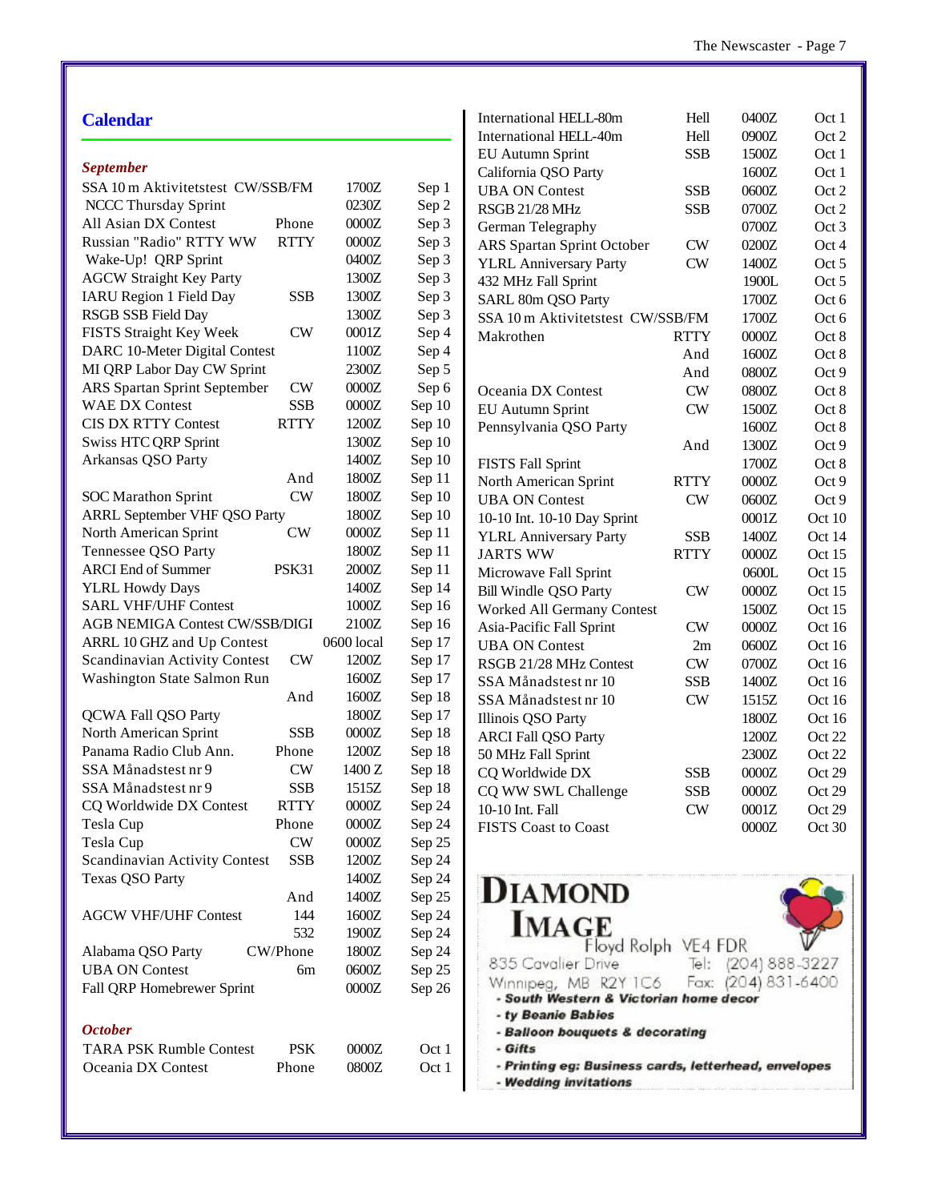## Calendar

### *September*

| Contest | Mode | Time | Date |
|---|---|---|---|
| SSA 10 m Aktivitetstest CW/SSB/FM | | 1700Z | Sep 1 |
| NCCC Thursday Sprint | | 0230Z | Sep 2 |
| All Asian DX Contest | Phone | 0000Z | Sep 3 |
| Russian "Radio" RTTY WW | RTTY | 0000Z | Sep 3 |
| Wake-Up! QRP Sprint | | 0400Z | Sep 3 |
| AGCW Straight Key Party | | 1300Z | Sep 3 |
| IARU Region 1 Field Day | SSB | 1300Z | Sep 3 |
| RSGB SSB Field Day | | 1300Z | Sep 3 |
| FISTS Straight Key Week | CW | 0001Z | Sep 4 |
| DARC 10-Meter Digital Contest | | 1100Z | Sep 4 |
| MI QRP Labor Day CW Sprint | | 2300Z | Sep 5 |
| ARS Spartan Sprint September | CW | 0000Z | Sep 6 |
| WAE DX Contest | SSB | 0000Z | Sep 10 |
| CIS DX RTTY Contest | RTTY | 1200Z | Sep 10 |
| Swiss HTC QRP Sprint | | 1300Z | Sep 10 |
| Arkansas QSO Party | | 1400Z | Sep 10 |
| | And | 1800Z | Sep 11 |
| SOC Marathon Sprint | CW | 1800Z | Sep 10 |
| ARRL September VHF QSO Party | | 1800Z | Sep 10 |
| North American Sprint | CW | 0000Z | Sep 11 |
| Tennessee QSO Party | | 1800Z | Sep 11 |
| ARCI End of Summer | PSK31 | 2000Z | Sep 11 |
| YLRL Howdy Days | | 1400Z | Sep 14 |
| SARL VHF/UHF Contest | | 1000Z | Sep 16 |
| AGB NEMIGA Contest CW/SSB/DIGI | | 2100Z | Sep 16 |
| ARRL 10 GHZ and Up Contest | | 0600 local | Sep 17 |
| Scandinavian Activity Contest | CW | 1200Z | Sep 17 |
| Washington State Salmon Run | | 1600Z | Sep 17 |
| | And | 1600Z | Sep 18 |
| QCWA Fall QSO Party | | 1800Z | Sep 17 |
| North American Sprint | SSB | 0000Z | Sep 18 |
| Panama Radio Club Ann. | Phone | 1200Z | Sep 18 |
| SSA Månadstest nr 9 | CW | 1400 Z | Sep 18 |
| SSA Månadstest nr 9 | SSB | 1515Z | Sep 18 |
| CQ Worldwide DX Contest | RTTY | 0000Z | Sep 24 |
| Tesla Cup | Phone | 0000Z | Sep 24 |
| Tesla Cup | CW | 0000Z | Sep 25 |
| Scandinavian Activity Contest | SSB | 1200Z | Sep 24 |
| Texas QSO Party | | 1400Z | Sep 24 |
| | And | 1400Z | Sep 25 |
| AGCW VHF/UHF Contest | 144 | 1600Z | Sep 24 |
| | 532 | 1900Z | Sep 24 |
| Alabama QSO Party | CW/Phone | 1800Z | Sep 24 |
| UBA ON Contest | 6m | 0600Z | Sep 25 |
| Fall QRP Homebrewer Sprint | | 0000Z | Sep 26 |

### *October*

| Contest | Mode | Time | Date |
|---|---|---|---|
| TARA PSK Rumble Contest | PSK | 0000Z | Oct 1 |
| Oceania DX Contest | Phone | 0800Z | Oct 1 |
| International HELL-80m | Hell | 0400Z | Oct 1 |
| International HELL-40m | Hell | 0900Z | Oct 2 |
| EU Autumn Sprint | SSB | 1500Z | Oct 1 |
| California QSO Party | | 1600Z | Oct 1 |
| UBA ON Contest | SSB | 0600Z | Oct 2 |
| RSGB 21/28 MHz | SSB | 0700Z | Oct 2 |
| German Telegraphy | | 0700Z | Oct 3 |
| ARS Spartan Sprint October | CW | 0200Z | Oct 4 |
| YLRL Anniversary Party | CW | 1400Z | Oct 5 |
| 432 MHz Fall Sprint | | 1900L | Oct 5 |
| SARL 80m QSO Party | | 1700Z | Oct 6 |
| SSA 10 m Aktivitetstest CW/SSB/FM | | 1700Z | Oct 6 |
| Makrothen | RTTY | 0000Z | Oct 8 |
| | And | 1600Z | Oct 8 |
| | And | 0800Z | Oct 9 |
| Oceania DX Contest | CW | 0800Z | Oct 8 |
| EU Autumn Sprint | CW | 1500Z | Oct 8 |
| Pennsylvania QSO Party | | 1600Z | Oct 8 |
| | And | 1300Z | Oct 9 |
| FISTS Fall Sprint | | 1700Z | Oct 8 |
| North American Sprint | RTTY | 0000Z | Oct 9 |
| UBA ON Contest | CW | 0600Z | Oct 9 |
| 10-10 Int. 10-10 Day Sprint | | 0001Z | Oct 10 |
| YLRL Anniversary Party | SSB | 1400Z | Oct 14 |
| JARTS WW | RTTY | 0000Z | Oct 15 |
| Microwave Fall Sprint | | 0600L | Oct 15 |
| Bill Windle QSO Party | CW | 0000Z | Oct 15 |
| Worked All Germany Contest | | 1500Z | Oct 15 |
| Asia-Pacific Fall Sprint | CW | 0000Z | Oct 16 |
| UBA ON Contest | 2m | 0600Z | Oct 16 |
| RSGB 21/28 MHz Contest | CW | 0700Z | Oct 16 |
| SSA Månadstest nr 10 | SSB | 1400Z | Oct 16 |
| SSA Månadstest nr 10 | CW | 1515Z | Oct 16 |
| Illinois QSO Party | | 1800Z | Oct 16 |
| ARCI Fall QSO Party | | 1200Z | Oct 22 |
| 50 MHz Fall Sprint | | 2300Z | Oct 22 |
| CQ Worldwide DX | SSB | 0000Z | Oct 29 |
| CQ WW SWL Challenge | SSB | 0000Z | Oct 29 |
| 10-10 Int. Fall | CW | 0001Z | Oct 29 |
| FISTS Coast to Coast | | 0000Z | Oct 30 |

**DIAMOND IMAGE**

Floyd Rolph VE4 FDR
835 Cavalier Drive Tel: (204) 888-3227
Winnipeg, MB R2Y 1C6 Fax: (204) 831-6400

- *South Western & Victorian home decor*
- *ty Beanie Babies*
- *Balloon bouquets & decorating*
- *Gifts*
- *Printing eg: Business cards, letterhead, envelopes*
- *Wedding invitations*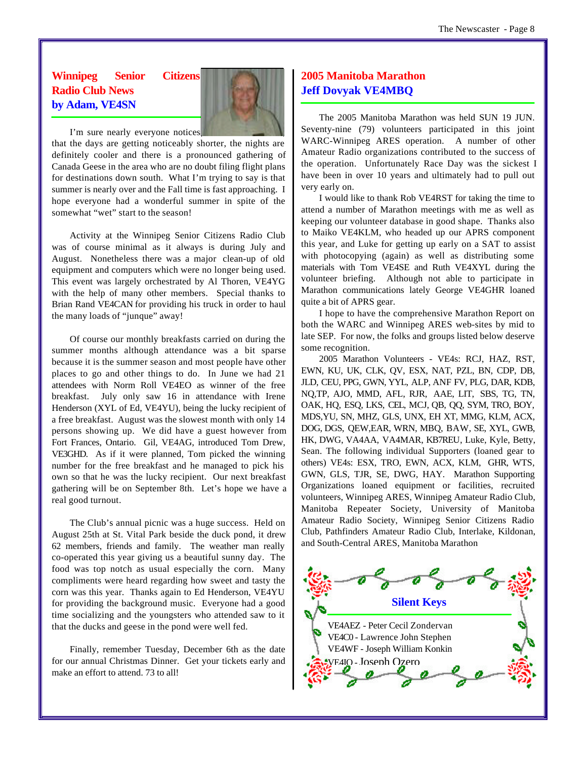## Winnipeg Senior Citizens Radio Club News
### by Adam, VE4SN

I'm sure nearly everyone notices that the days are getting noticeably shorter, the nights are definitely cooler and there is a pronounced gathering of Canada Geese in the area who are no doubt filing flight plans for destinations down south. What I'm trying to say is that summer is nearly over and the Fall time is fast approaching. I hope everyone had a wonderful summer in spite of the somewhat "wet" start to the season!

Activity at the Winnipeg Senior Citizens Radio Club was of course minimal as it always is during July and August. Nonetheless there was a major clean-up of old equipment and computers which were no longer being used. This event was largely orchestrated by Al Thoren, VE4YG with the help of many other members. Special thanks to Brian Rand VE4CAN for providing his truck in order to haul the many loads of "junque" away!

Of course our monthly breakfasts carried on during the summer months although attendance was a bit sparse because it is the summer season and most people have other places to go and other things to do. In June we had 21 attendees with Norm Roll VE4EO as winner of the free breakfast. July only saw 16 in attendance with Irene Henderson (XYL of Ed, VE4YU), being the lucky recipient of a free breakfast. August was the slowest month with only 14 persons showing up. We did have a guest however from Fort Frances, Ontario. Gil, VE4AG, introduced Tom Drew, VE3GHD. As if it were planned, Tom picked the winning number for the free breakfast and he managed to pick his own so that he was the lucky recipient. Our next breakfast gathering will be on September 8th. Let's hope we have a real good turnout.

The Club's annual picnic was a huge success. Held on August 25th at St. Vital Park beside the duck pond, it drew 62 members, friends and family. The weather man really co-operated this year giving us a beautiful sunny day. The food was top notch as usual especially the corn. Many compliments were heard regarding how sweet and tasty the corn was this year. Thanks again to Ed Henderson, VE4YU for providing the background music. Everyone had a good time socializing and the youngsters who attended saw to it that the ducks and geese in the pond were well fed.

Finally, remember Tuesday, December 6th as the date for our annual Christmas Dinner. Get your tickets early and make an effort to attend. 73 to all!

## 2005 Manitoba Marathon
### Jeff Dovyak VE4MBQ

The 2005 Manitoba Marathon was held SUN 19 JUN. Seventy-nine (79) volunteers participated in this joint WARC-Winnipeg ARES operation. A number of other Amateur Radio organizations contributed to the success of the operation. Unfortunately Race Day was the sickest I have been in over 10 years and ultimately had to pull out very early on.

I would like to thank Rob VE4RST for taking the time to attend a number of Marathon meetings with me as well as keeping our volunteer database in good shape. Thanks also to Maiko VE4KLM, who headed up our APRS component this year, and Luke for getting up early on a SAT to assist with photocopying (again) as well as distributing some materials with Tom VE4SE and Ruth VE4XYL during the volunteer briefing. Although not able to participate in Marathon communications lately George VE4GHR loaned quite a bit of APRS gear.

I hope to have the comprehensive Marathon Report on both the WARC and Winnipeg ARES web-sites by mid to late SEP. For now, the folks and groups listed below deserve some recognition.

2005 Marathon Volunteers - VE4s: RCJ, HAZ, RST, EWN, KU, UK, CLK, QV, ESX, NAT, PZL, BN, CDP, DB, JLD, CEU, PPG, GWN, YYL, ALP, ANF FV, PLG, DAR, KDB, NQ,TP, AJO, MMD, AFL, RJR, AAE, LIT, SBS, TG, TN, OAK, HQ, ESQ, LKS, CEL, MCJ, QB, QQ, SYM, TRO, BOY, MDS,YU, SN, MHZ, GLS, UNX, EH XT, MMG, KLM, ACX, DOG, DGS, QEW,EAR, WRN, MBQ, BAW, SE, XYL, GWB, HK, DWG, VA4AA, VA4MAR, KB7REU, Luke, Kyle, Betty, Sean. The following individual Supporters (loaned gear to others) VE4s: ESX, TRO, EWN, ACX, KLM, GHR, WTS, GWN, GLS, TJR, SE, DWG, HAY. Marathon Supporting Organizations loaned equipment or facilities, recruited volunteers, Winnipeg ARES, Winnipeg Amateur Radio Club, Manitoba Repeater Society, University of Manitoba Amateur Radio Society, Winnipeg Senior Citizens Radio Club, Pathfinders Amateur Radio Club, Interlake, Kildonan, and South-Central ARES, Manitoba Marathon

## Silent Keys

VE4AEZ - Peter Cecil Zondervan
VE4C0 - Lawrence John Stephen
VE4WF - Joseph William Konkin
VE4IO - Joseph Ozero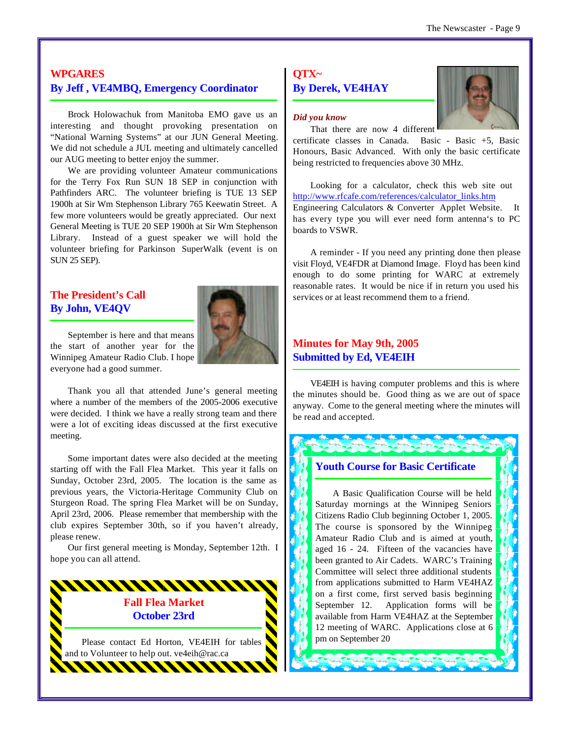## WPGARES
### By Jeff , VE4MBQ, Emergency Coordinator

Brock Holowachuk from Manitoba EMO gave us an interesting and thought provoking presentation on "National Warning Systems" at our JUN General Meeting. We did not schedule a JUL meeting and ultimately cancelled our AUG meeting to better enjoy the summer.

We are providing volunteer Amateur communications for the Terry Fox Run SUN 18 SEP in conjunction with Pathfinders ARC. The volunteer briefing is TUE 13 SEP 1900h at Sir Wm Stephenson Library 765 Keewatin Street. A few more volunteers would be greatly appreciated. Our next General Meeting is TUE 20 SEP 1900h at Sir Wm Stephenson Library. Instead of a guest speaker we will hold the volunteer briefing for Parkinson SuperWalk (event is on SUN 25 SEP).

## The President's Call
### By John, VE4QV

September is here and that means the start of another year for the Winnipeg Amateur Radio Club. I hope everyone had a good summer.

Thank you all that attended June's general meeting where a number of the members of the 2005-2006 executive were decided. I think we have a really strong team and there were a lot of exciting ideas discussed at the first executive meeting.

Some important dates were also decided at the meeting starting off with the Fall Flea Market. This year it falls on Sunday, October 23rd, 2005. The location is the same as previous years, the Victoria-Heritage Community Club on Sturgeon Road. The spring Flea Market will be on Sunday, April 23rd, 2006. Please remember that membership with the club expires September 30th, so if you haven't already, please renew.

Our first general meeting is Monday, September 12th. I hope you can all attend.

### Fall Flea Market
### October 23rd

Please contact Ed Horton, VE4EIH for tables and to Volunteer to help out. ve4eih@rac.ca

## QTX~
### By Derek, VE4HAY

***Did you know***

That there are now 4 different certificate classes in Canada. Basic - Basic +5, Basic Honours, Basic Advanced. With only the basic certificate being restricted to frequencies above 30 MHz.

Looking for a calculator, check this web site out http://www.rfcafe.com/references/calculator_links.htm Engineering Calculators & Converter Applet Website. It has every type you will ever need form antenna's to PC boards to VSWR.

A reminder - If you need any printing done then please visit Floyd, VE4FDR at Diamond Image. Floyd has been kind enough to do some printing for WARC at extremely reasonable rates. It would be nice if in return you used his services or at least recommend them to a friend.

## Minutes for May 9th, 2005
### Submitted by Ed, VE4EIH

VE4EIH is having computer problems and this is where the minutes should be. Good thing as we are out of space anyway. Come to the general meeting where the minutes will be read and accepted.

### Youth Course for Basic Certificate

A Basic Qualification Course will be held Saturday mornings at the Winnipeg Seniors Citizens Radio Club beginning October 1, 2005. The course is sponsored by the Winnipeg Amateur Radio Club and is aimed at youth, aged 16 - 24. Fifteen of the vacancies have been granted to Air Cadets. WARC's Training Committee will select three additional students from applications submitted to Harm VE4HAZ on a first come, first served basis beginning September 12. Application forms will be available from Harm VE4HAZ at the September 12 meeting of WARC. Applications close at 6 pm on September 20